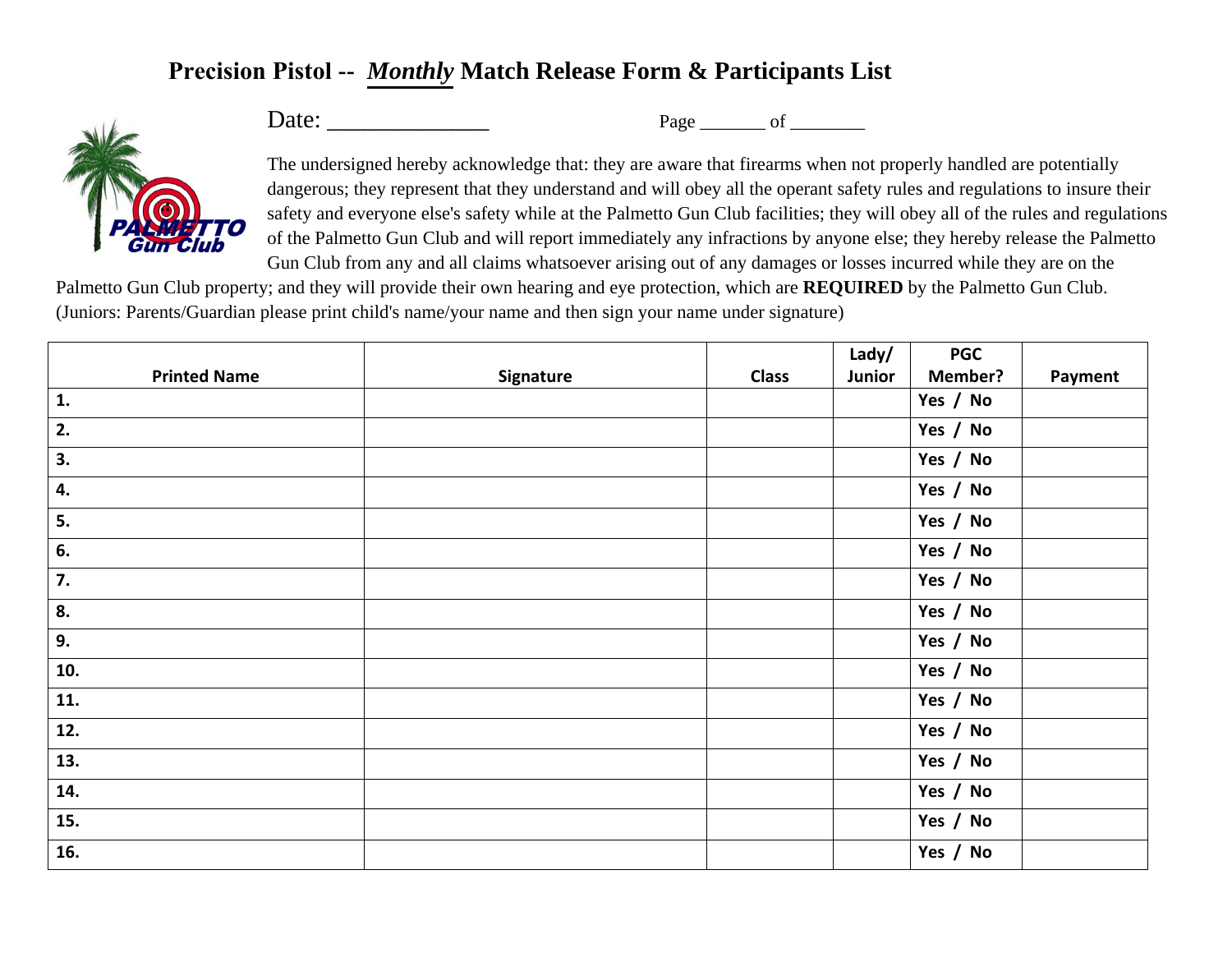# Precision Pistol -- *Monthly* Match Release Form & Participants List

Date: ______________ Page _______ of ________

The undersigned hereby acknowledge that: they are aware that firearms when not properly handled are potentially dangerous; they represent that they understand and will obey all the operant safety rules and regulations to insure their safety and everyone else's safety while at the Palmetto Gun Club facilities; they will obey all of the rules and regulations of the Palmetto Gun Club and will report immediately any infractions by anyone else; they hereby release the Palmetto Gun Club from any and all claims whatsoever arising out of any damages or losses incurred while they are on the Palmetto Gun Club property; and they will provide their own hearing and eye protection, which are **REQUIRED** by the Palmetto Gun Club. (Juniors: Parents/Guardian please print child's name/your name and then sign your name under signature)

| Printed Name | Signature | Class | Lady/ Junior | PGC Member? | Payment |
|---|---|---|---|---|---|
| 1. | | | | Yes / No | |
| 2. | | | | Yes / No | |
| 3. | | | | Yes / No | |
| 4. | | | | Yes / No | |
| 5. | | | | Yes / No | |
| 6. | | | | Yes / No | |
| 7. | | | | Yes / No | |
| 8. | | | | Yes / No | |
| 9. | | | | Yes / No | |
| 10. | | | | Yes / No | |
| 11. | | | | Yes / No | |
| 12. | | | | Yes / No | |
| 13. | | | | Yes / No | |
| 14. | | | | Yes / No | |
| 15. | | | | Yes / No | |
| 16. | | | | Yes / No | |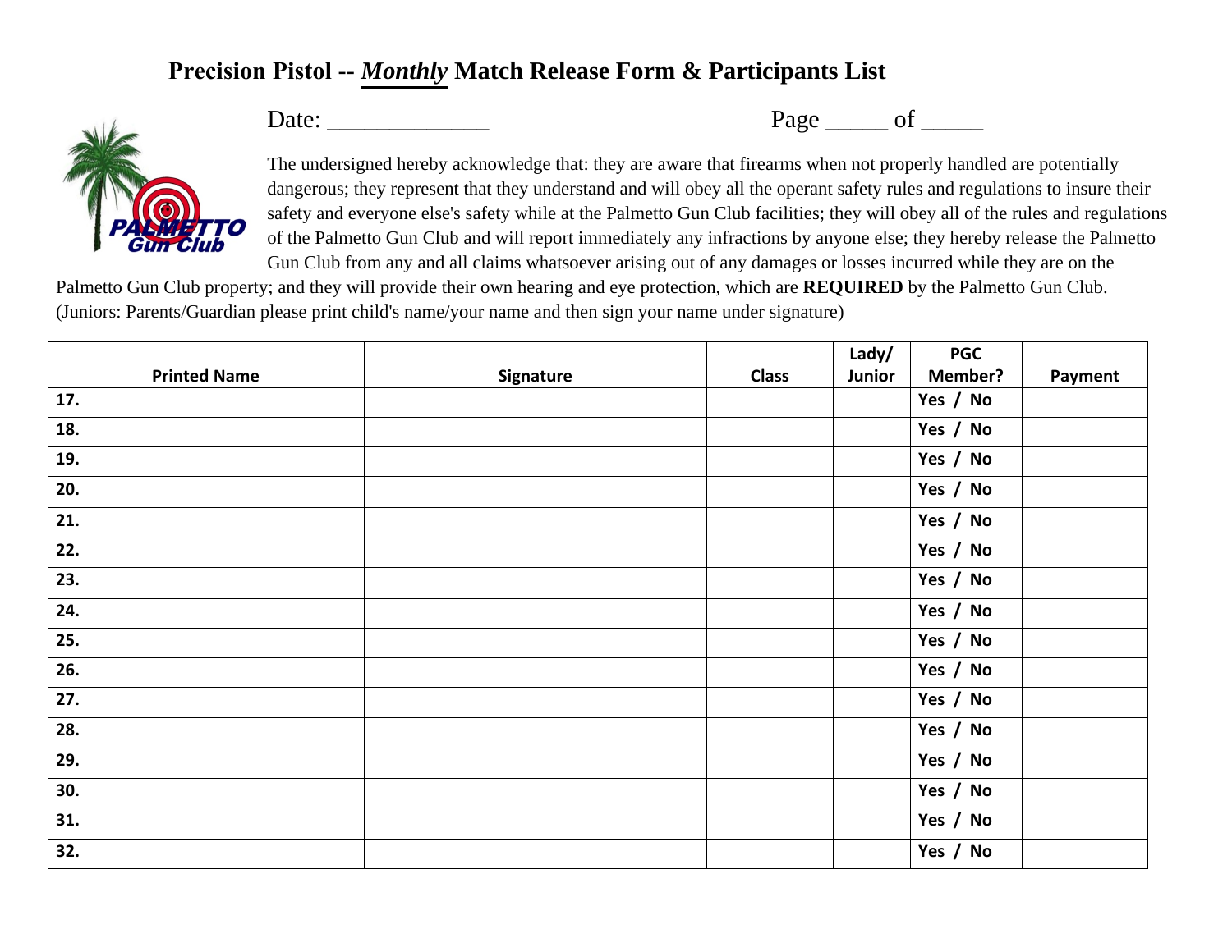# Precision Pistol -- ***Monthly*** Match Release Form & Participants List

Date: _____________ Page _____ of _____

The undersigned hereby acknowledge that: they are aware that firearms when not properly handled are potentially dangerous; they represent that they understand and will obey all the operant safety rules and regulations to insure their safety and everyone else's safety while at the Palmetto Gun Club facilities; they will obey all of the rules and regulations of the Palmetto Gun Club and will report immediately any infractions by anyone else; they hereby release the Palmetto Gun Club from any and all claims whatsoever arising out of any damages or losses incurred while they are on the Palmetto Gun Club property; and they will provide their own hearing and eye protection, which are **REQUIRED** by the Palmetto Gun Club. (Juniors: Parents/Guardian please print child's name/your name and then sign your name under signature)

| Printed Name | Signature | Class | Lady/ Junior | PGC Member? | Payment |
|---|---|---|---|---|---|
| 17. | | | | Yes / No | |
| 18. | | | | Yes / No | |
| 19. | | | | Yes / No | |
| 20. | | | | Yes / No | |
| 21. | | | | Yes / No | |
| 22. | | | | Yes / No | |
| 23. | | | | Yes / No | |
| 24. | | | | Yes / No | |
| 25. | | | | Yes / No | |
| 26. | | | | Yes / No | |
| 27. | | | | Yes / No | |
| 28. | | | | Yes / No | |
| 29. | | | | Yes / No | |
| 30. | | | | Yes / No | |
| 31. | | | | Yes / No | |
| 32. | | | | Yes / No | |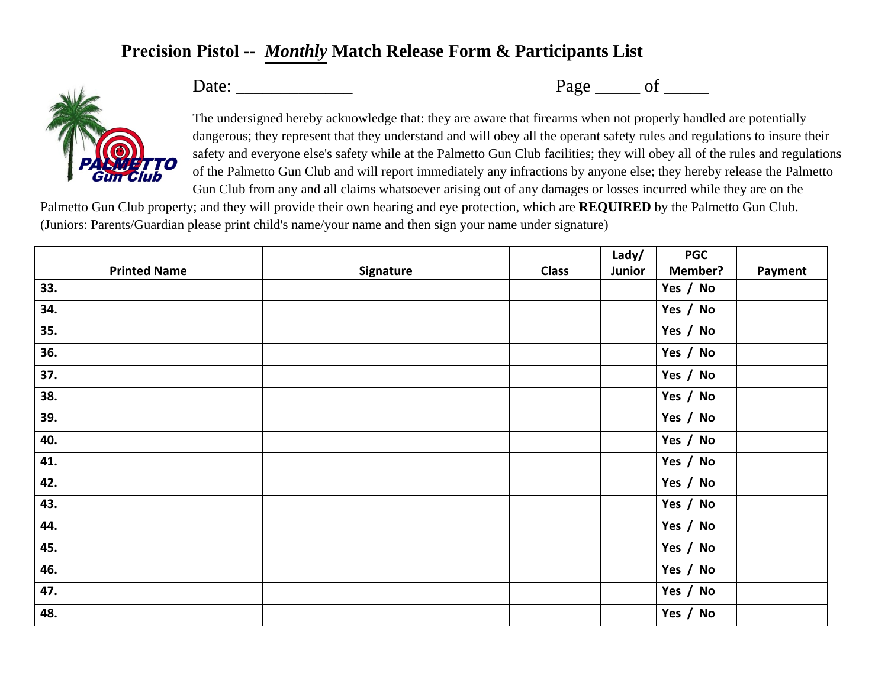# Precision Pistol -- *Monthly* Match Release Form & Participants List

Date: _____________ Page _____ of _____

The undersigned hereby acknowledge that: they are aware that firearms when not properly handled are potentially dangerous; they represent that they understand and will obey all the operant safety rules and regulations to insure their safety and everyone else's safety while at the Palmetto Gun Club facilities; they will obey all of the rules and regulations of the Palmetto Gun Club and will report immediately any infractions by anyone else; they hereby release the Palmetto Gun Club from any and all claims whatsoever arising out of any damages or losses incurred while they are on the Palmetto Gun Club property; and they will provide their own hearing and eye protection, which are **REQUIRED** by the Palmetto Gun Club. (Juniors: Parents/Guardian please print child's name/your name and then sign your name under signature)

| Printed Name | Signature | Class | Lady/ Junior | PGC Member? | Payment |
|---|---|---|---|---|---|
| 33. | | | | Yes / No | |
| 34. | | | | Yes / No | |
| 35. | | | | Yes / No | |
| 36. | | | | Yes / No | |
| 37. | | | | Yes / No | |
| 38. | | | | Yes / No | |
| 39. | | | | Yes / No | |
| 40. | | | | Yes / No | |
| 41. | | | | Yes / No | |
| 42. | | | | Yes / No | |
| 43. | | | | Yes / No | |
| 44. | | | | Yes / No | |
| 45. | | | | Yes / No | |
| 46. | | | | Yes / No | |
| 47. | | | | Yes / No | |
| 48. | | | | Yes / No | |